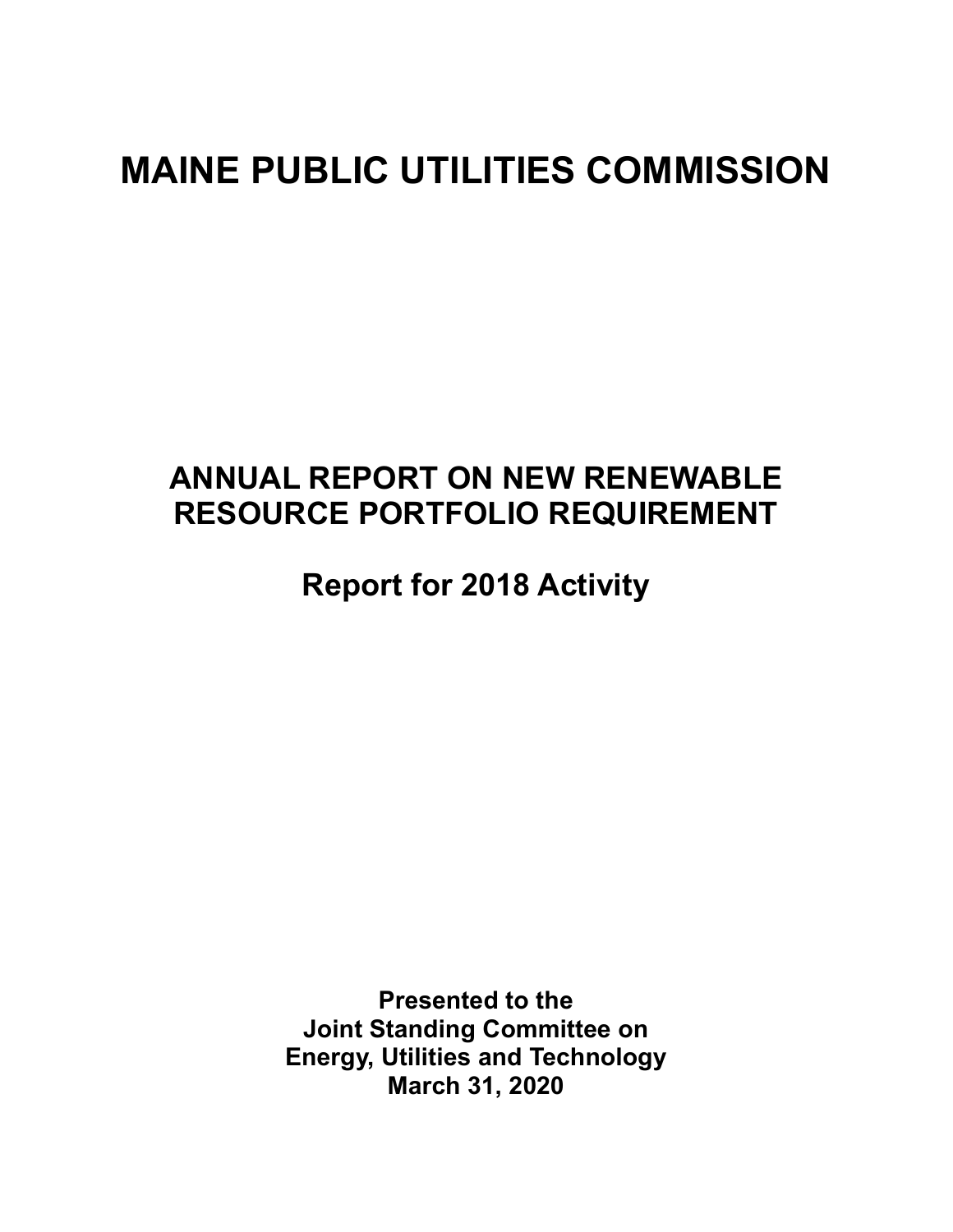# MAINE PUBLIC UTILITIES COMMISSION

## ANNUAL REPORT ON NEW RENEWABLE RESOURCE PORTFOLIO REQUIREMENT

## Report for 2018 Activity

**Presented to the**
**Joint Standing Committee on**
**Energy, Utilities and Technology**
**March 31, 2020**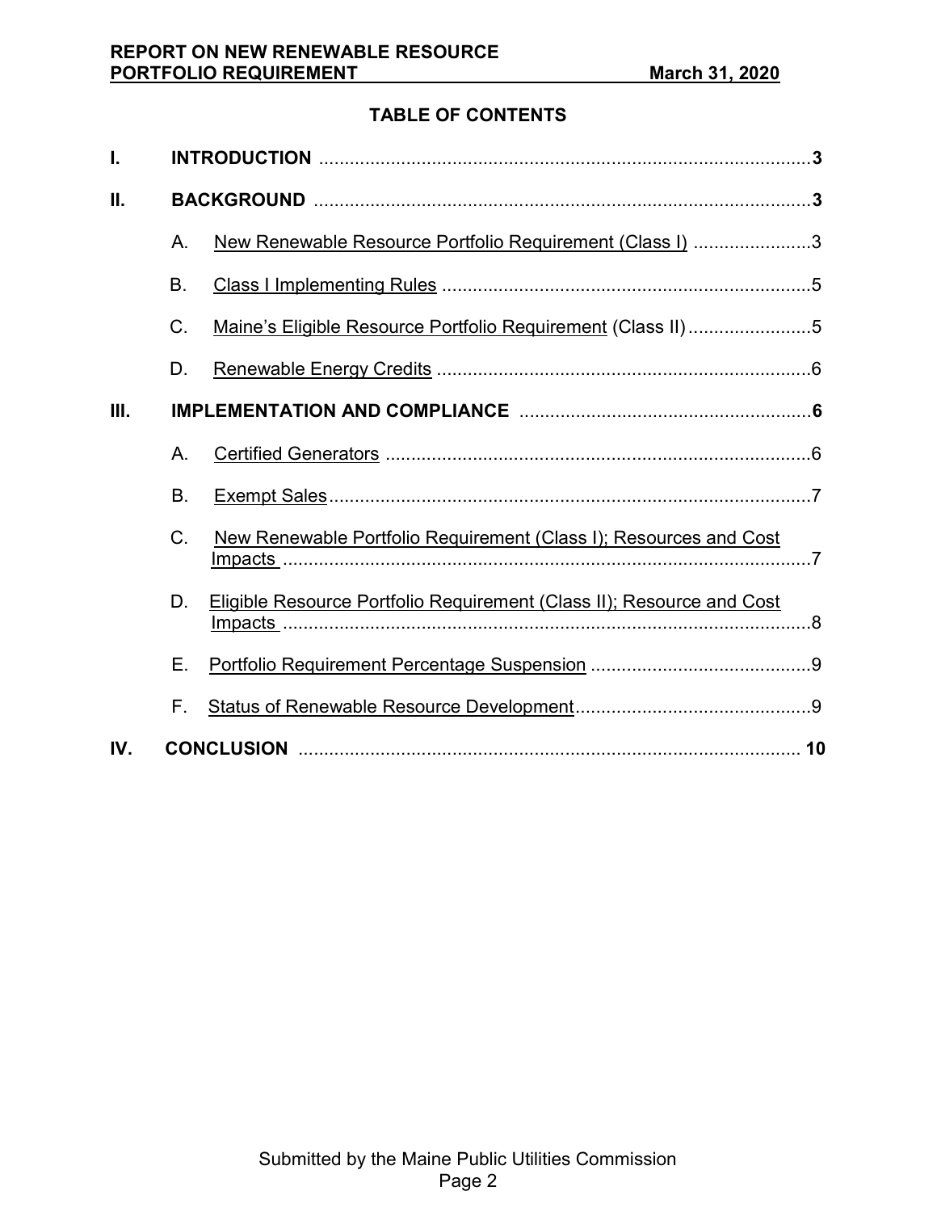## TABLE OF CONTENTS

**I. INTRODUCTION** ..... **3**

**II. BACKGROUND** ..... **3**

- A. New Renewable Resource Portfolio Requirement (Class I) ..... 3
- B. Class I Implementing Rules ..... 5
- C. Maine's Eligible Resource Portfolio Requirement (Class II) ..... 5
- D. Renewable Energy Credits ..... 6

**III. IMPLEMENTATION AND COMPLIANCE** ..... **6**

- A. Certified Generators ..... 6
- B. Exempt Sales ..... 7
- C. New Renewable Portfolio Requirement (Class I); Resources and Cost Impacts ..... 7
- D. Eligible Resource Portfolio Requirement (Class II); Resource and Cost Impacts ..... 8
- E. Portfolio Requirement Percentage Suspension ..... 9
- F. Status of Renewable Resource Development ..... 9

**IV. CONCLUSION** ..... **10**

Submitted by the Maine Public Utilities Commission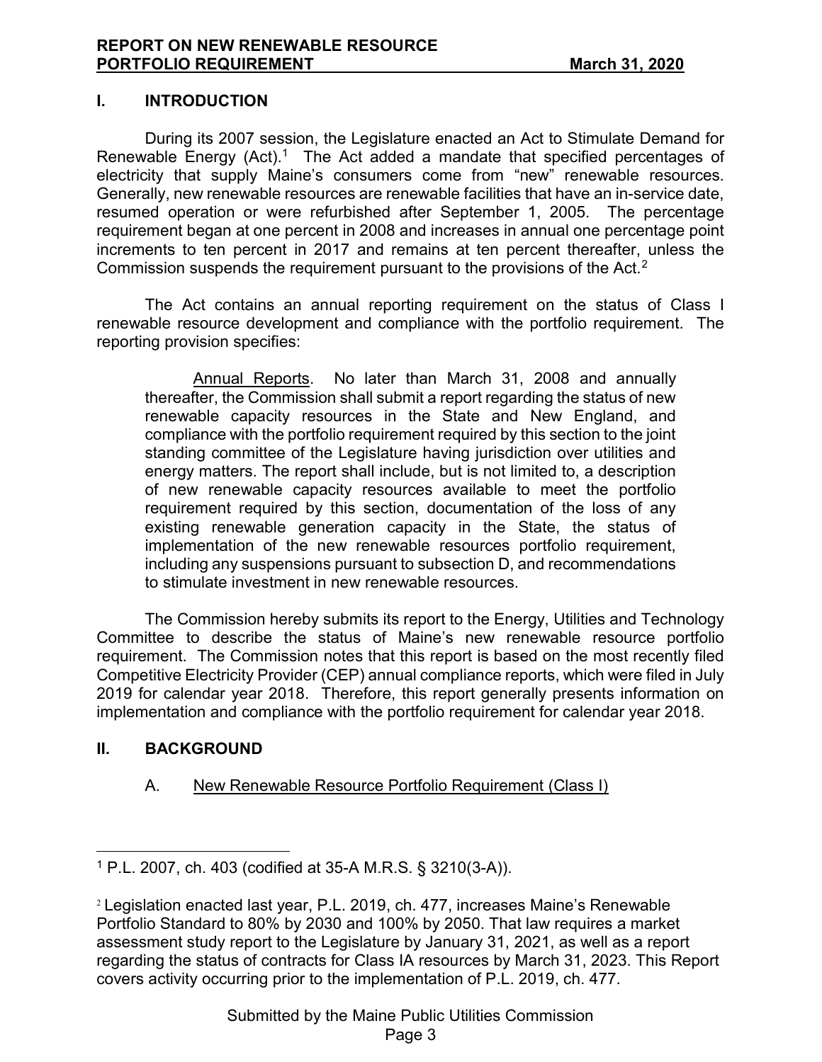## I. INTRODUCTION

During its 2007 session, the Legislature enacted an Act to Stimulate Demand for Renewable Energy (Act).[1] The Act added a mandate that specified percentages of electricity that supply Maine's consumers come from "new" renewable resources. Generally, new renewable resources are renewable facilities that have an in-service date, resumed operation or were refurbished after September 1, 2005. The percentage requirement began at one percent in 2008 and increases in annual one percentage point increments to ten percent in 2017 and remains at ten percent thereafter, unless the Commission suspends the requirement pursuant to the provisions of the Act.[2]

The Act contains an annual reporting requirement on the status of Class I renewable resource development and compliance with the portfolio requirement. The reporting provision specifies:

> Annual Reports. No later than March 31, 2008 and annually thereafter, the Commission shall submit a report regarding the status of new renewable capacity resources in the State and New England, and compliance with the portfolio requirement required by this section to the joint standing committee of the Legislature having jurisdiction over utilities and energy matters. The report shall include, but is not limited to, a description of new renewable capacity resources available to meet the portfolio requirement required by this section, documentation of the loss of any existing renewable generation capacity in the State, the status of implementation of the new renewable resources portfolio requirement, including any suspensions pursuant to subsection D, and recommendations to stimulate investment in new renewable resources.

The Commission hereby submits its report to the Energy, Utilities and Technology Committee to describe the status of Maine's new renewable resource portfolio requirement. The Commission notes that this report is based on the most recently filed Competitive Electricity Provider (CEP) annual compliance reports, which were filed in July 2019 for calendar year 2018. Therefore, this report generally presents information on implementation and compliance with the portfolio requirement for calendar year 2018.

## II. BACKGROUND

### A. New Renewable Resource Portfolio Requirement (Class I)

---

[1] P.L. 2007, ch. 403 (codified at 35-A M.R.S. § 3210(3-A)).

[2] Legislation enacted last year, P.L. 2019, ch. 477, increases Maine's Renewable Portfolio Standard to 80% by 2030 and 100% by 2050. That law requires a market assessment study report to the Legislature by January 31, 2021, as well as a report regarding the status of contracts for Class IA resources by March 31, 2023. This Report covers activity occurring prior to the implementation of P.L. 2019, ch. 477.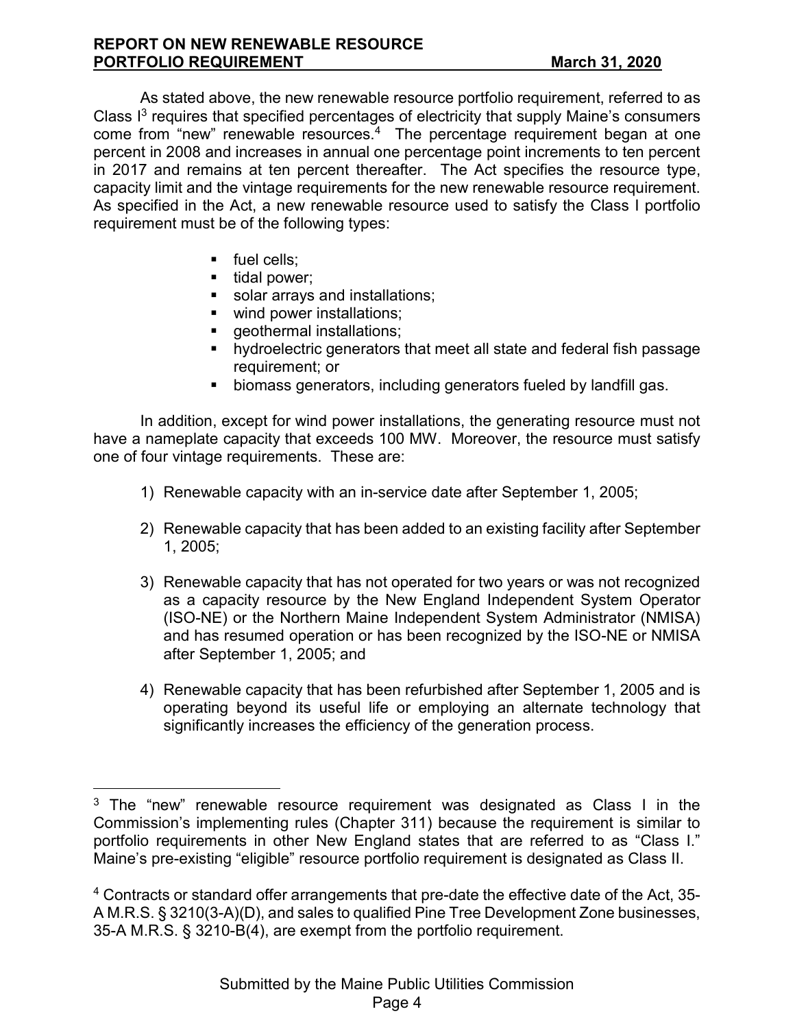As stated above, the new renewable resource portfolio requirement, referred to as Class I[3] requires that specified percentages of electricity that supply Maine's consumers come from "new" renewable resources.[4] The percentage requirement began at one percent in 2008 and increases in annual one percentage point increments to ten percent in 2017 and remains at ten percent thereafter. The Act specifies the resource type, capacity limit and the vintage requirements for the new renewable resource requirement. As specified in the Act, a new renewable resource used to satisfy the Class I portfolio requirement must be of the following types:

- fuel cells;
- tidal power;
- solar arrays and installations;
- wind power installations;
- geothermal installations;
- hydroelectric generators that meet all state and federal fish passage requirement; or
- biomass generators, including generators fueled by landfill gas.

In addition, except for wind power installations, the generating resource must not have a nameplate capacity that exceeds 100 MW. Moreover, the resource must satisfy one of four vintage requirements. These are:

1) Renewable capacity with an in-service date after September 1, 2005;

2) Renewable capacity that has been added to an existing facility after September 1, 2005;

3) Renewable capacity that has not operated for two years or was not recognized as a capacity resource by the New England Independent System Operator (ISO-NE) or the Northern Maine Independent System Administrator (NMISA) and has resumed operation or has been recognized by the ISO-NE or NMISA after September 1, 2005; and

4) Renewable capacity that has been refurbished after September 1, 2005 and is operating beyond its useful life or employing an alternate technology that significantly increases the efficiency of the generation process.

---

[3] The "new" renewable resource requirement was designated as Class I in the Commission's implementing rules (Chapter 311) because the requirement is similar to portfolio requirements in other New England states that are referred to as "Class I." Maine's pre-existing "eligible" resource portfolio requirement is designated as Class II.

[4] Contracts or standard offer arrangements that pre-date the effective date of the Act, 35-A M.R.S. § 3210(3-A)(D), and sales to qualified Pine Tree Development Zone businesses, 35-A M.R.S. § 3210-B(4), are exempt from the portfolio requirement.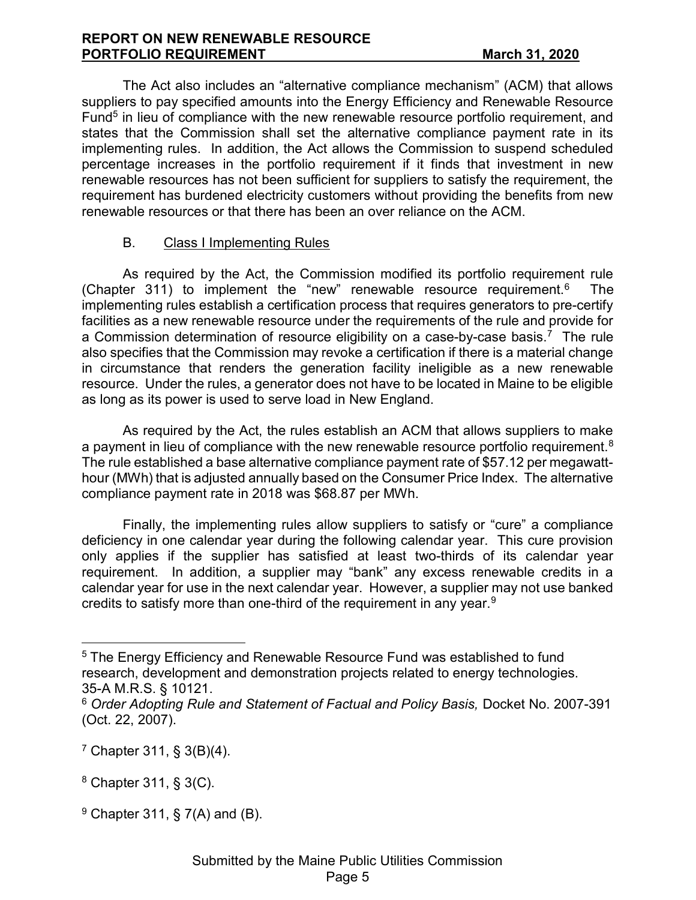The Act also includes an "alternative compliance mechanism" (ACM) that allows suppliers to pay specified amounts into the Energy Efficiency and Renewable Resource Fund[5] in lieu of compliance with the new renewable resource portfolio requirement, and states that the Commission shall set the alternative compliance payment rate in its implementing rules. In addition, the Act allows the Commission to suspend scheduled percentage increases in the portfolio requirement if it finds that investment in new renewable resources has not been sufficient for suppliers to satisfy the requirement, the requirement has burdened electricity customers without providing the benefits from new renewable resources or that there has been an over reliance on the ACM.

### B. Class I Implementing Rules

As required by the Act, the Commission modified its portfolio requirement rule (Chapter 311) to implement the "new" renewable resource requirement.[6] The implementing rules establish a certification process that requires generators to pre-certify facilities as a new renewable resource under the requirements of the rule and provide for a Commission determination of resource eligibility on a case-by-case basis.[7] The rule also specifies that the Commission may revoke a certification if there is a material change in circumstance that renders the generation facility ineligible as a new renewable resource. Under the rules, a generator does not have to be located in Maine to be eligible as long as its power is used to serve load in New England.

As required by the Act, the rules establish an ACM that allows suppliers to make a payment in lieu of compliance with the new renewable resource portfolio requirement.[8] The rule established a base alternative compliance payment rate of $57.12 per megawatt-hour (MWh) that is adjusted annually based on the Consumer Price Index. The alternative compliance payment rate in 2018 was $68.87 per MWh.

Finally, the implementing rules allow suppliers to satisfy or "cure" a compliance deficiency in one calendar year during the following calendar year. This cure provision only applies if the supplier has satisfied at least two-thirds of its calendar year requirement. In addition, a supplier may "bank" any excess renewable credits in a calendar year for use in the next calendar year. However, a supplier may not use banked credits to satisfy more than one-third of the requirement in any year.[9]

---

[5] The Energy Efficiency and Renewable Resource Fund was established to fund research, development and demonstration projects related to energy technologies. 35-A M.R.S. § 10121.

[6] *Order Adopting Rule and Statement of Factual and Policy Basis,* Docket No. 2007-391 (Oct. 22, 2007).

[7] Chapter 311, § 3(B)(4).

[8] Chapter 311, § 3(C).

[9] Chapter 311, § 7(A) and (B).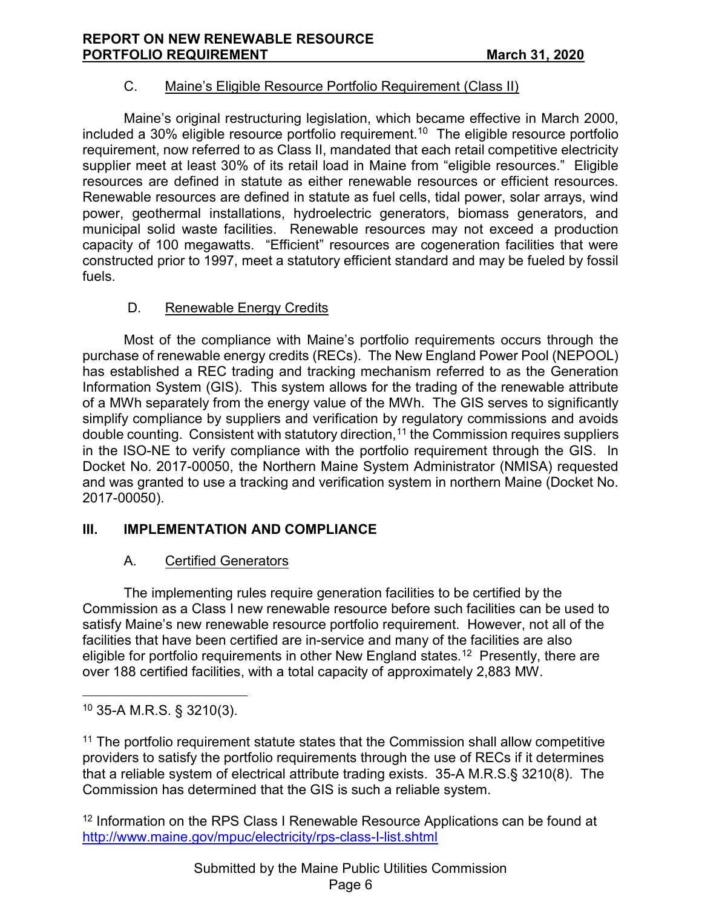### C. Maine's Eligible Resource Portfolio Requirement (Class II)

Maine's original restructuring legislation, which became effective in March 2000, included a 30% eligible resource portfolio requirement.[10] The eligible resource portfolio requirement, now referred to as Class II, mandated that each retail competitive electricity supplier meet at least 30% of its retail load in Maine from "eligible resources." Eligible resources are defined in statute as either renewable resources or efficient resources. Renewable resources are defined in statute as fuel cells, tidal power, solar arrays, wind power, geothermal installations, hydroelectric generators, biomass generators, and municipal solid waste facilities. Renewable resources may not exceed a production capacity of 100 megawatts. "Efficient" resources are cogeneration facilities that were constructed prior to 1997, meet a statutory efficient standard and may be fueled by fossil fuels.

### D. Renewable Energy Credits

Most of the compliance with Maine's portfolio requirements occurs through the purchase of renewable energy credits (RECs). The New England Power Pool (NEPOOL) has established a REC trading and tracking mechanism referred to as the Generation Information System (GIS). This system allows for the trading of the renewable attribute of a MWh separately from the energy value of the MWh. The GIS serves to significantly simplify compliance by suppliers and verification by regulatory commissions and avoids double counting. Consistent with statutory direction,[11] the Commission requires suppliers in the ISO-NE to verify compliance with the portfolio requirement through the GIS. In Docket No. 2017-00050, the Northern Maine System Administrator (NMISA) requested and was granted to use a tracking and verification system in northern Maine (Docket No. 2017-00050).

## III. IMPLEMENTATION AND COMPLIANCE

### A. Certified Generators

The implementing rules require generation facilities to be certified by the Commission as a Class I new renewable resource before such facilities can be used to satisfy Maine's new renewable resource portfolio requirement. However, not all of the facilities that have been certified are in-service and many of the facilities are also eligible for portfolio requirements in other New England states.[12] Presently, there are over 188 certified facilities, with a total capacity of approximately 2,883 MW.

---

[10] 35-A M.R.S. § 3210(3).

[11] The portfolio requirement statute states that the Commission shall allow competitive providers to satisfy the portfolio requirements through the use of RECs if it determines that a reliable system of electrical attribute trading exists. 35-A M.R.S.§ 3210(8). The Commission has determined that the GIS is such a reliable system.

[12] Information on the RPS Class I Renewable Resource Applications can be found at http://www.maine.gov/mpuc/electricity/rps-class-I-list.shtml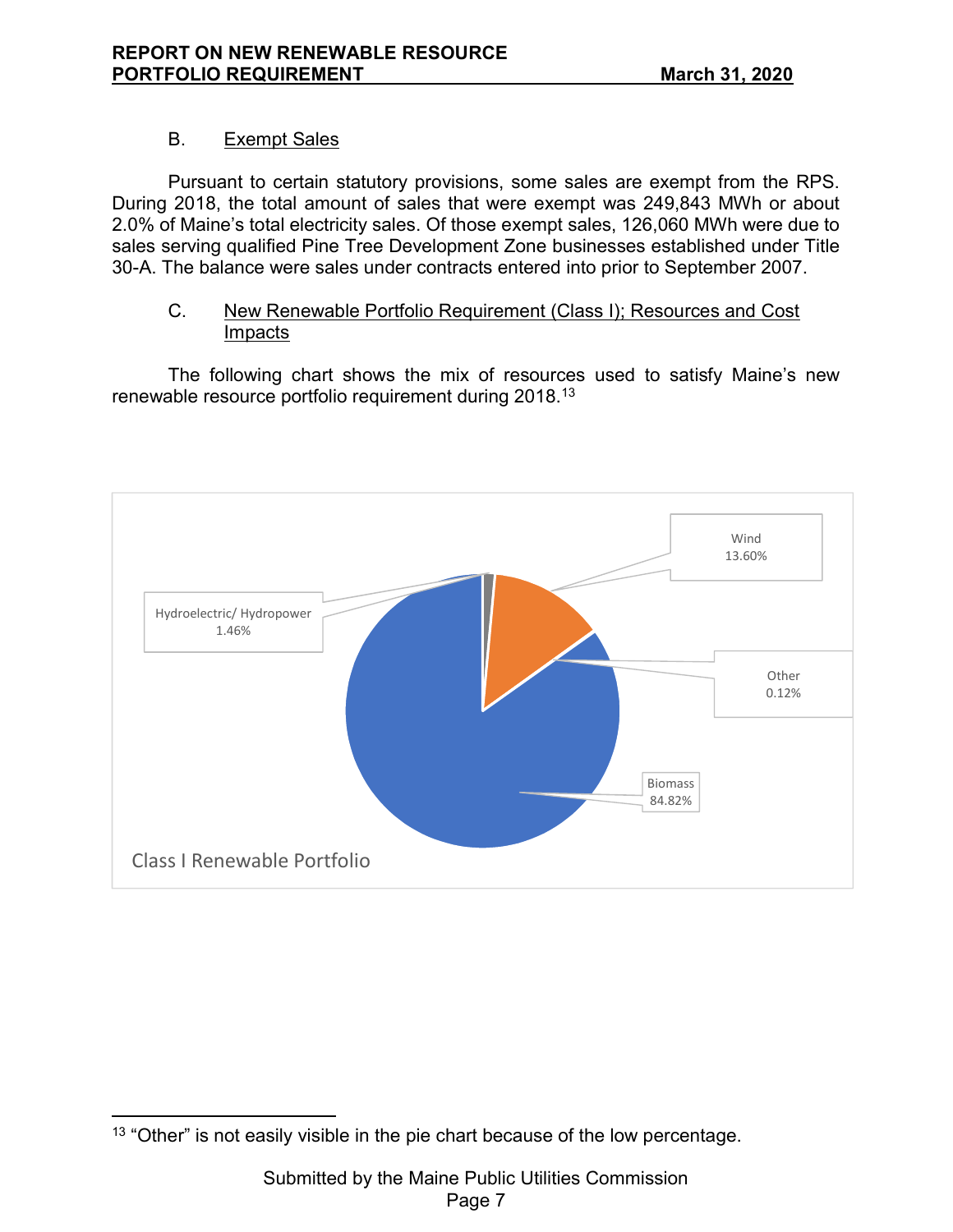### B. Exempt Sales

Pursuant to certain statutory provisions, some sales are exempt from the RPS. During 2018, the total amount of sales that were exempt was 249,843 MWh or about 2.0% of Maine's total electricity sales. Of those exempt sales, 126,060 MWh were due to sales serving qualified Pine Tree Development Zone businesses established under Title 30-A. The balance were sales under contracts entered into prior to September 2007.

### C. New Renewable Portfolio Requirement (Class I); Resources and Cost Impacts

The following chart shows the mix of resources used to satisfy Maine's new renewable resource portfolio requirement during 2018.[13]

Class I Renewable Portfolio

| Resource | Share |
|---|---|
| Biomass | 84.82% |
| Wind | 13.60% |
| Hydroelectric/ Hydropower | 1.46% |
| Other | 0.12% |

[13] "Other" is not easily visible in the pie chart because of the low percentage.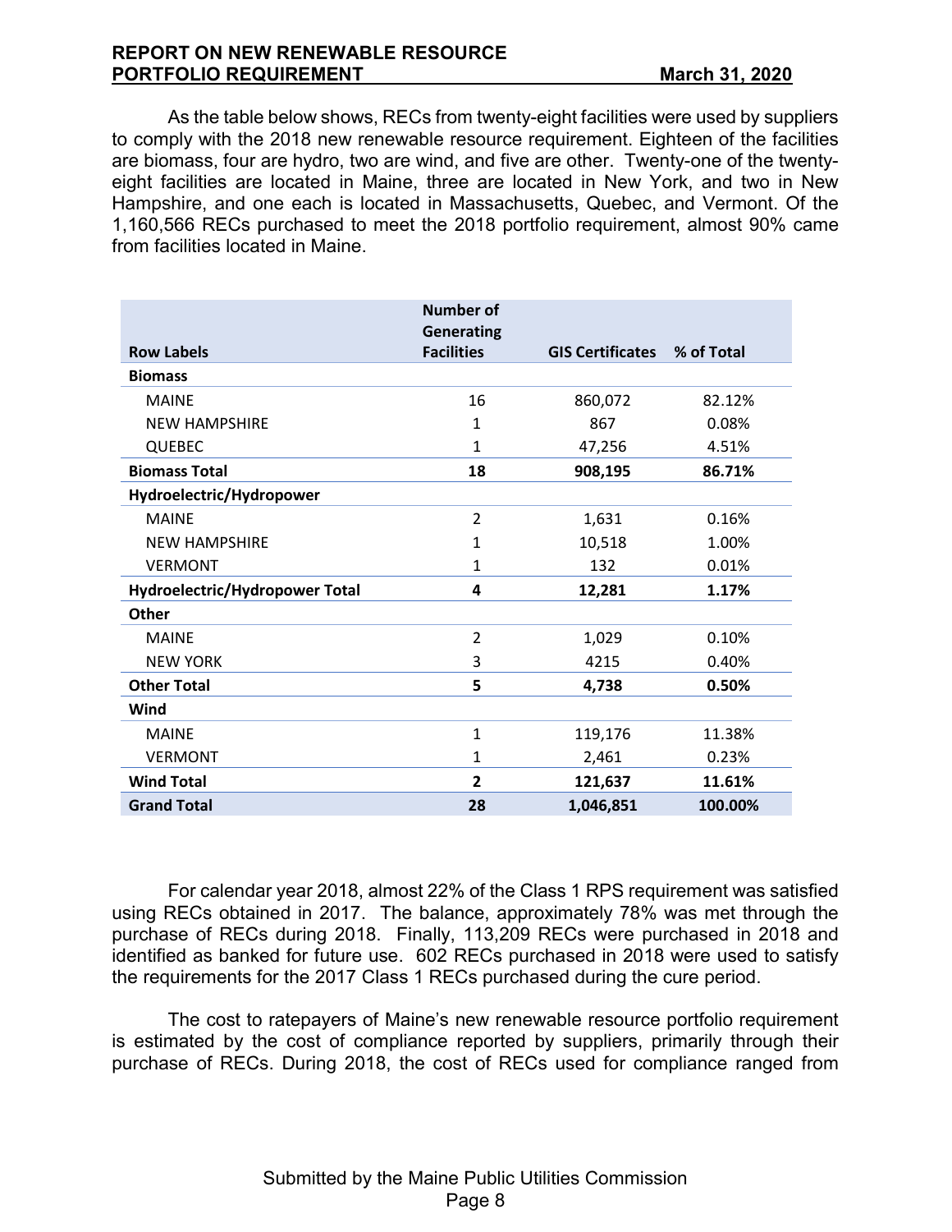As the table below shows, RECs from twenty-eight facilities were used by suppliers to comply with the 2018 new renewable resource requirement. Eighteen of the facilities are biomass, four are hydro, two are wind, and five are other. Twenty-one of the twenty-eight facilities are located in Maine, three are located in New York, and two in New Hampshire, and one each is located in Massachusetts, Quebec, and Vermont. Of the 1,160,566 RECs purchased to meet the 2018 portfolio requirement, almost 90% came from facilities located in Maine.

| Row Labels | Number of Generating Facilities | GIS Certificates | % of Total |
|---|---|---|---|
| **Biomass** | | | |
| MAINE | 16 | 860,072 | 82.12% |
| NEW HAMPSHIRE | 1 | 867 | 0.08% |
| QUEBEC | 1 | 47,256 | 4.51% |
| **Biomass Total** | **18** | **908,195** | **86.71%** |
| **Hydroelectric/Hydropower** | | | |
| MAINE | 2 | 1,631 | 0.16% |
| NEW HAMPSHIRE | 1 | 10,518 | 1.00% |
| VERMONT | 1 | 132 | 0.01% |
| **Hydroelectric/Hydropower Total** | **4** | **12,281** | **1.17%** |
| **Other** | | | |
| MAINE | 2 | 1,029 | 0.10% |
| NEW YORK | 3 | 4215 | 0.40% |
| **Other Total** | **5** | **4,738** | **0.50%** |
| **Wind** | | | |
| MAINE | 1 | 119,176 | 11.38% |
| VERMONT | 1 | 2,461 | 0.23% |
| **Wind Total** | **2** | **121,637** | **11.61%** |
| **Grand Total** | **28** | **1,046,851** | **100.00%** |

For calendar year 2018, almost 22% of the Class 1 RPS requirement was satisfied using RECs obtained in 2017. The balance, approximately 78% was met through the purchase of RECs during 2018. Finally, 113,209 RECs were purchased in 2018 and identified as banked for future use. 602 RECs purchased in 2018 were used to satisfy the requirements for the 2017 Class 1 RECs purchased during the cure period.

The cost to ratepayers of Maine's new renewable resource portfolio requirement is estimated by the cost of compliance reported by suppliers, primarily through their purchase of RECs. During 2018, the cost of RECs used for compliance ranged from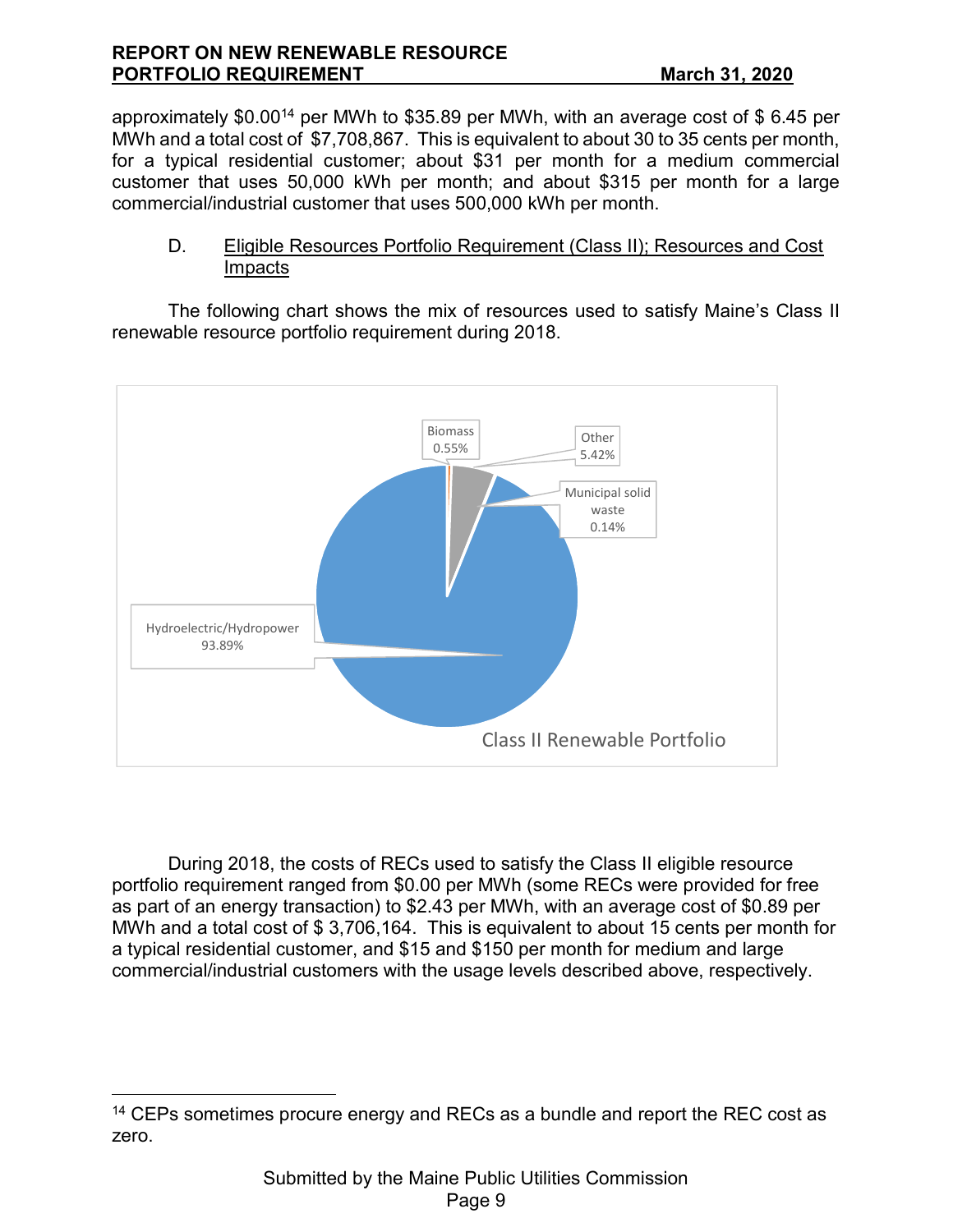approximately \$0.00[14] per MWh to \$35.89 per MWh, with an average cost of \$ 6.45 per MWh and a total cost of \$7,708,867. This is equivalent to about 30 to 35 cents per month, for a typical residential customer; about \$31 per month for a medium commercial customer that uses 50,000 kWh per month; and about \$315 per month for a large commercial/industrial customer that uses 500,000 kWh per month.

D. Eligible Resources Portfolio Requirement (Class II); Resources and Cost Impacts

The following chart shows the mix of resources used to satisfy Maine's Class II renewable resource portfolio requirement during 2018.

Class II Renewable Portfolio

| Resource | Share |
|---|---|
| Hydroelectric/Hydropower | 93.89% |
| Other | 5.42% |
| Biomass | 0.55% |
| Municipal solid waste | 0.14% |

During 2018, the costs of RECs used to satisfy the Class II eligible resource portfolio requirement ranged from \$0.00 per MWh (some RECs were provided for free as part of an energy transaction) to \$2.43 per MWh, with an average cost of \$0.89 per MWh and a total cost of \$ 3,706,164. This is equivalent to about 15 cents per month for a typical residential customer, and \$15 and \$150 per month for medium and large commercial/industrial customers with the usage levels described above, respectively.

[14] CEPs sometimes procure energy and RECs as a bundle and report the REC cost as zero.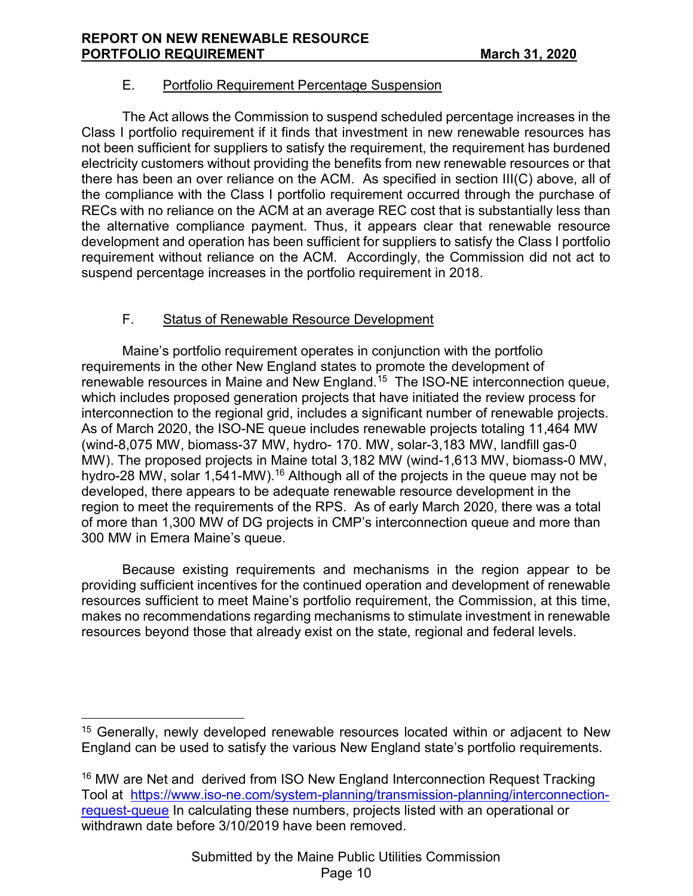### E. Portfolio Requirement Percentage Suspension

The Act allows the Commission to suspend scheduled percentage increases in the Class I portfolio requirement if it finds that investment in new renewable resources has not been sufficient for suppliers to satisfy the requirement, the requirement has burdened electricity customers without providing the benefits from new renewable resources or that there has been an over reliance on the ACM. As specified in section III(C) above, all of the compliance with the Class I portfolio requirement occurred through the purchase of RECs with no reliance on the ACM at an average REC cost that is substantially less than the alternative compliance payment. Thus, it appears clear that renewable resource development and operation has been sufficient for suppliers to satisfy the Class I portfolio requirement without reliance on the ACM. Accordingly, the Commission did not act to suspend percentage increases in the portfolio requirement in 2018.

### F. Status of Renewable Resource Development

Maine's portfolio requirement operates in conjunction with the portfolio requirements in the other New England states to promote the development of renewable resources in Maine and New England.[15] The ISO-NE interconnection queue, which includes proposed generation projects that have initiated the review process for interconnection to the regional grid, includes a significant number of renewable projects. As of March 2020, the ISO-NE queue includes renewable projects totaling 11,464 MW (wind-8,075 MW, biomass-37 MW, hydro- 170. MW, solar-3,183 MW, landfill gas-0 MW). The proposed projects in Maine total 3,182 MW (wind-1,613 MW, biomass-0 MW, hydro-28 MW, solar 1,541-MW).[16] Although all of the projects in the queue may not be developed, there appears to be adequate renewable resource development in the region to meet the requirements of the RPS. As of early March 2020, there was a total of more than 1,300 MW of DG projects in CMP's interconnection queue and more than 300 MW in Emera Maine's queue.

Because existing requirements and mechanisms in the region appear to be providing sufficient incentives for the continued operation and development of renewable resources sufficient to meet Maine's portfolio requirement, the Commission, at this time, makes no recommendations regarding mechanisms to stimulate investment in renewable resources beyond those that already exist on the state, regional and federal levels.

---

[15] Generally, newly developed renewable resources located within or adjacent to New England can be used to satisfy the various New England state's portfolio requirements.

[16] MW are Net and derived from ISO New England Interconnection Request Tracking Tool at https://www.iso-ne.com/system-planning/transmission-planning/interconnection-request-queue In calculating these numbers, projects listed with an operational or withdrawn date before 3/10/2019 have been removed.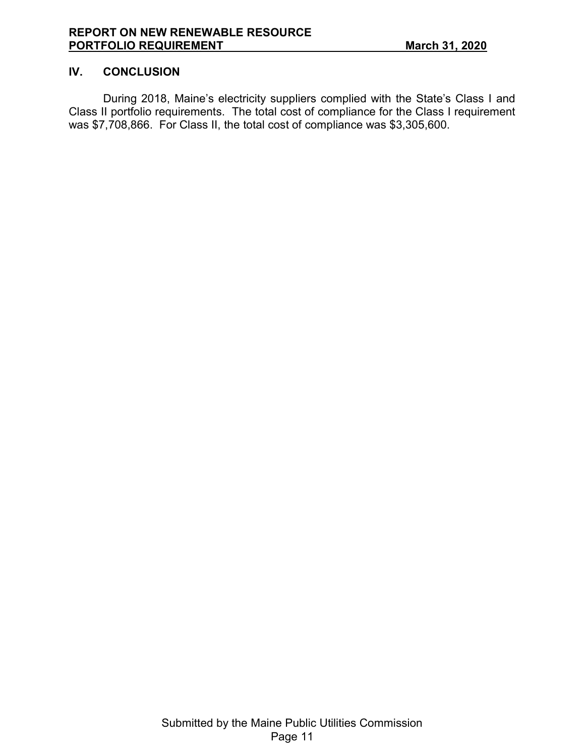## IV. CONCLUSION

During 2018, Maine's electricity suppliers complied with the State's Class I and Class II portfolio requirements. The total cost of compliance for the Class I requirement was $7,708,866. For Class II, the total cost of compliance was $3,305,600.